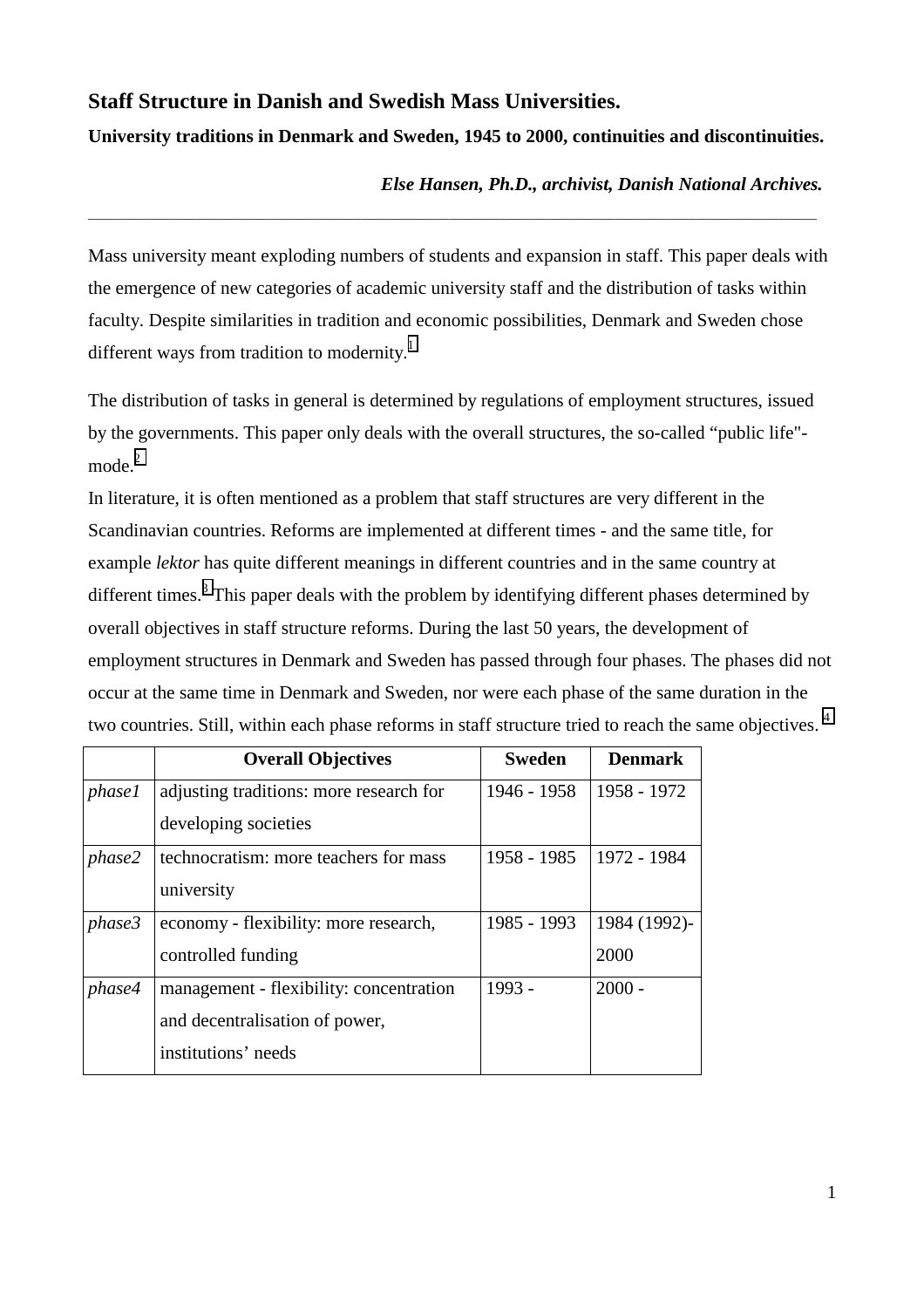# Staff Structure in Danish and Swedish Mass Universities.

**University traditions in Denmark and Sweden, 1945 to 2000, continuities and discontinuities.**

***Else Hansen, Ph.D., archivist, Danish National Archives.***

---

Mass university meant exploding numbers of students and expansion in staff. This paper deals with the emergence of new categories of academic university staff and the distribution of tasks within faculty. Despite similarities in tradition and economic possibilities, Denmark and Sweden chose different ways from tradition to modernity.[1]

The distribution of tasks in general is determined by regulations of employment structures, issued by the governments. This paper only deals with the overall structures, the so-called "public life"-mode.[2]

In literature, it is often mentioned as a problem that staff structures are very different in the Scandinavian countries. Reforms are implemented at different times - and the same title, for example *lektor* has quite different meanings in different countries and in the same country at different times.[3] This paper deals with the problem by identifying different phases determined by overall objectives in staff structure reforms. During the last 50 years, the development of employment structures in Denmark and Sweden has passed through four phases. The phases did not occur at the same time in Denmark and Sweden, nor were each phase of the same duration in the two countries. Still, within each phase reforms in staff structure tried to reach the same objectives.[4]

| | Overall Objectives | Sweden | Denmark |
|---|---|---|---|
| *phase1* | adjusting traditions: more research for developing societies | 1946 - 1958 | 1958 - 1972 |
| *phase2* | technocratism: more teachers for mass university | 1958 - 1985 | 1972 - 1984 |
| *phase3* | economy - flexibility: more research, controlled funding | 1985 - 1993 | 1984 (1992)-2000 |
| *phase4* | management - flexibility: concentration and decentralisation of power, institutions' needs | 1993 - | 2000 - |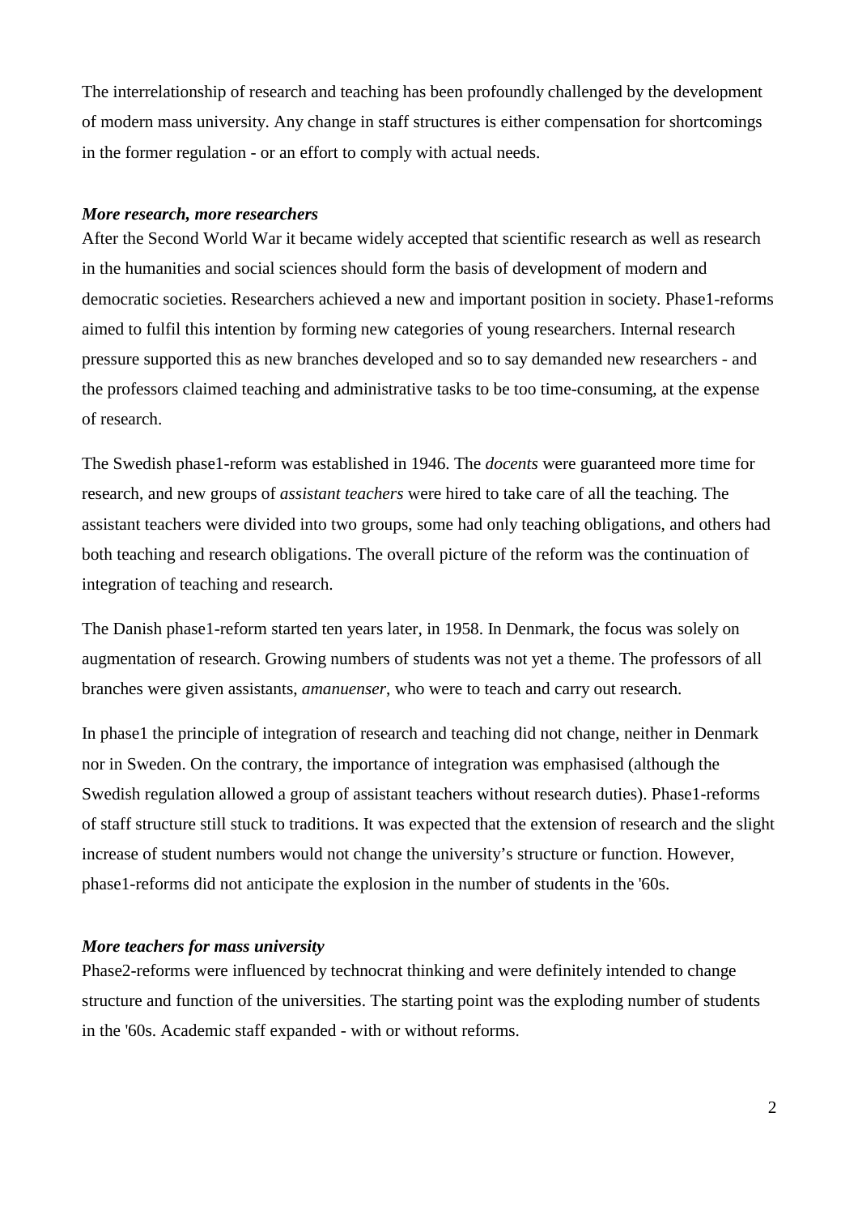The interrelationship of research and teaching has been profoundly challenged by the development of modern mass university. Any change in staff structures is either compensation for shortcomings in the former regulation - or an effort to comply with actual needs.

### *More research, more researchers*

After the Second World War it became widely accepted that scientific research as well as research in the humanities and social sciences should form the basis of development of modern and democratic societies. Researchers achieved a new and important position in society. Phase1-reforms aimed to fulfil this intention by forming new categories of young researchers. Internal research pressure supported this as new branches developed and so to say demanded new researchers - and the professors claimed teaching and administrative tasks to be too time-consuming, at the expense of research.

The Swedish phase1-reform was established in 1946. The *docents* were guaranteed more time for research, and new groups of *assistant teachers* were hired to take care of all the teaching. The assistant teachers were divided into two groups, some had only teaching obligations, and others had both teaching and research obligations. The overall picture of the reform was the continuation of integration of teaching and research.

The Danish phase1-reform started ten years later, in 1958. In Denmark, the focus was solely on augmentation of research. Growing numbers of students was not yet a theme. The professors of all branches were given assistants, *amanuenser*, who were to teach and carry out research.

In phase1 the principle of integration of research and teaching did not change, neither in Denmark nor in Sweden. On the contrary, the importance of integration was emphasised (although the Swedish regulation allowed a group of assistant teachers without research duties). Phase1-reforms of staff structure still stuck to traditions. It was expected that the extension of research and the slight increase of student numbers would not change the university's structure or function. However, phase1-reforms did not anticipate the explosion in the number of students in the '60s.

### *More teachers for mass university*

Phase2-reforms were influenced by technocrat thinking and were definitely intended to change structure and function of the universities. The starting point was the exploding number of students in the '60s. Academic staff expanded - with or without reforms.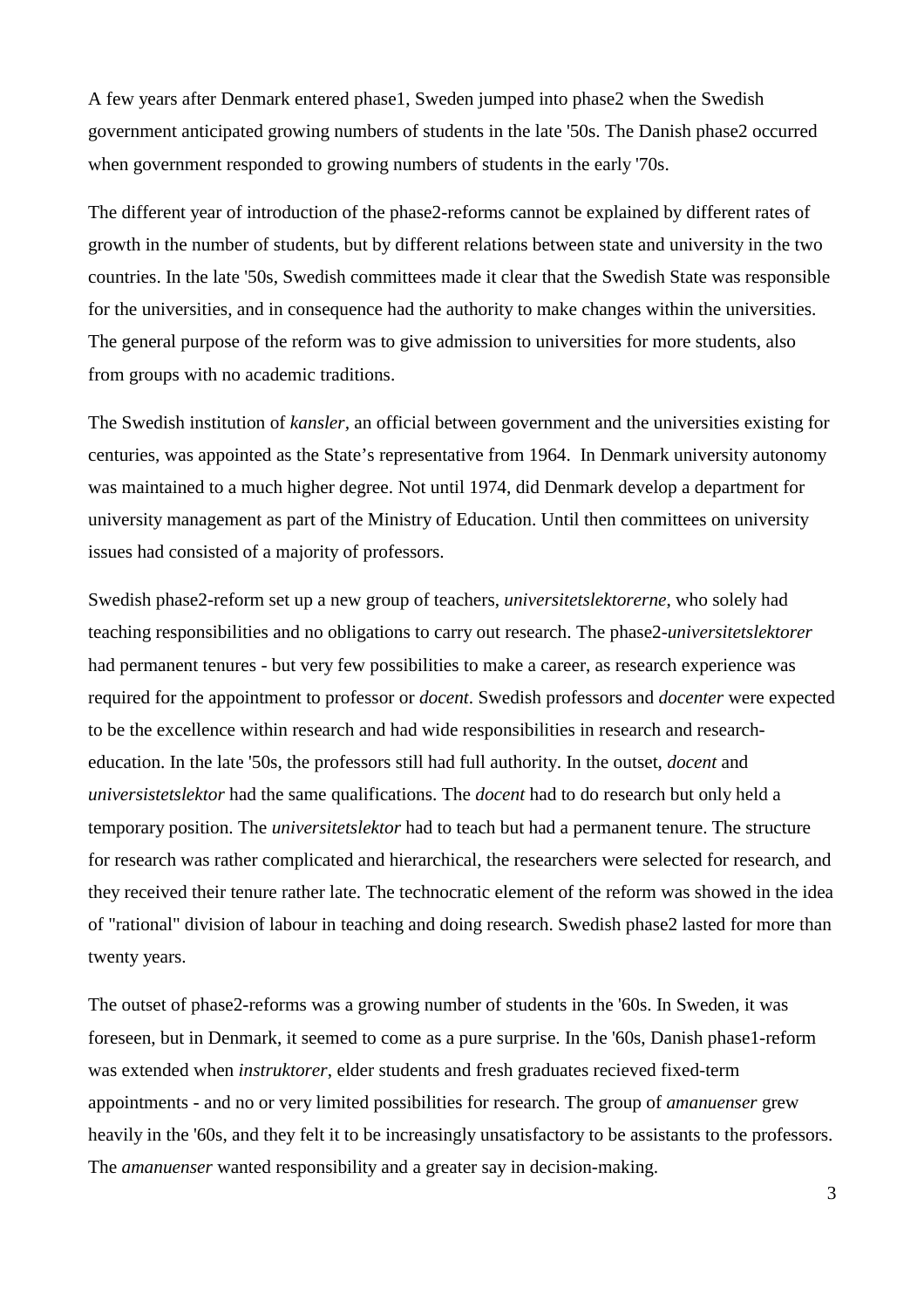A few years after Denmark entered phase1, Sweden jumped into phase2 when the Swedish government anticipated growing numbers of students in the late '50s. The Danish phase2 occurred when government responded to growing numbers of students in the early '70s.

The different year of introduction of the phase2-reforms cannot be explained by different rates of growth in the number of students, but by different relations between state and university in the two countries. In the late '50s, Swedish committees made it clear that the Swedish State was responsible for the universities, and in consequence had the authority to make changes within the universities. The general purpose of the reform was to give admission to universities for more students, also from groups with no academic traditions.

The Swedish institution of *kansler*, an official between government and the universities existing for centuries, was appointed as the State's representative from 1964. In Denmark university autonomy was maintained to a much higher degree. Not until 1974, did Denmark develop a department for university management as part of the Ministry of Education. Until then committees on university issues had consisted of a majority of professors.

Swedish phase2-reform set up a new group of teachers, *universitetslektorerne*, who solely had teaching responsibilities and no obligations to carry out research. The phase2-*universitetslektorer* had permanent tenures - but very few possibilities to make a career, as research experience was required for the appointment to professor or *docent*. Swedish professors and *docenter* were expected to be the excellence within research and had wide responsibilities in research and research-education. In the late '50s, the professors still had full authority. In the outset, *docent* and *universistetslektor* had the same qualifications. The *docent* had to do research but only held a temporary position. The *universitetslektor* had to teach but had a permanent tenure. The structure for research was rather complicated and hierarchical, the researchers were selected for research, and they received their tenure rather late. The technocratic element of the reform was showed in the idea of "rational" division of labour in teaching and doing research. Swedish phase2 lasted for more than twenty years.

The outset of phase2-reforms was a growing number of students in the '60s. In Sweden, it was foreseen, but in Denmark, it seemed to come as a pure surprise. In the '60s, Danish phase1-reform was extended when *instruktorer*, elder students and fresh graduates recieved fixed-term appointments - and no or very limited possibilities for research. The group of *amanuenser* grew heavily in the '60s, and they felt it to be increasingly unsatisfactory to be assistants to the professors. The *amanuenser* wanted responsibility and a greater say in decision-making.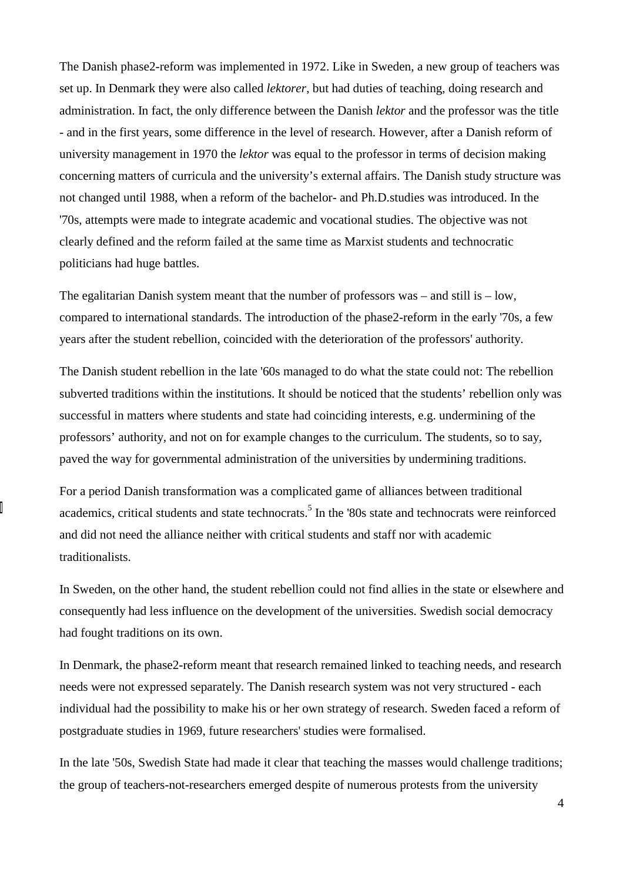The Danish phase2-reform was implemented in 1972. Like in Sweden, a new group of teachers was set up. In Denmark they were also called *lektorer*, but had duties of teaching, doing research and administration. In fact, the only difference between the Danish *lektor* and the professor was the title - and in the first years, some difference in the level of research. However, after a Danish reform of university management in 1970 the *lektor* was equal to the professor in terms of decision making concerning matters of curricula and the university's external affairs. The Danish study structure was not changed until 1988, when a reform of the bachelor- and Ph.D.studies was introduced. In the '70s, attempts were made to integrate academic and vocational studies. The objective was not clearly defined and the reform failed at the same time as Marxist students and technocratic politicians had huge battles.

The egalitarian Danish system meant that the number of professors was – and still is – low, compared to international standards. The introduction of the phase2-reform in the early '70s, a few years after the student rebellion, coincided with the deterioration of the professors' authority.

The Danish student rebellion in the late '60s managed to do what the state could not: The rebellion subverted traditions within the institutions. It should be noticed that the students' rebellion only was successful in matters where students and state had coinciding interests, e.g. undermining of the professors' authority, and not on for example changes to the curriculum. The students, so to say, paved the way for governmental administration of the universities by undermining traditions.

For a period Danish transformation was a complicated game of alliances between traditional academics, critical students and state technocrats.[5] In the '80s state and technocrats were reinforced and did not need the alliance neither with critical students and staff nor with academic traditionalists.

In Sweden, on the other hand, the student rebellion could not find allies in the state or elsewhere and consequently had less influence on the development of the universities. Swedish social democracy had fought traditions on its own.

In Denmark, the phase2-reform meant that research remained linked to teaching needs, and research needs were not expressed separately. The Danish research system was not very structured - each individual had the possibility to make his or her own strategy of research. Sweden faced a reform of postgraduate studies in 1969, future researchers' studies were formalised.

In the late '50s, Swedish State had made it clear that teaching the masses would challenge traditions; the group of teachers-not-researchers emerged despite of numerous protests from the university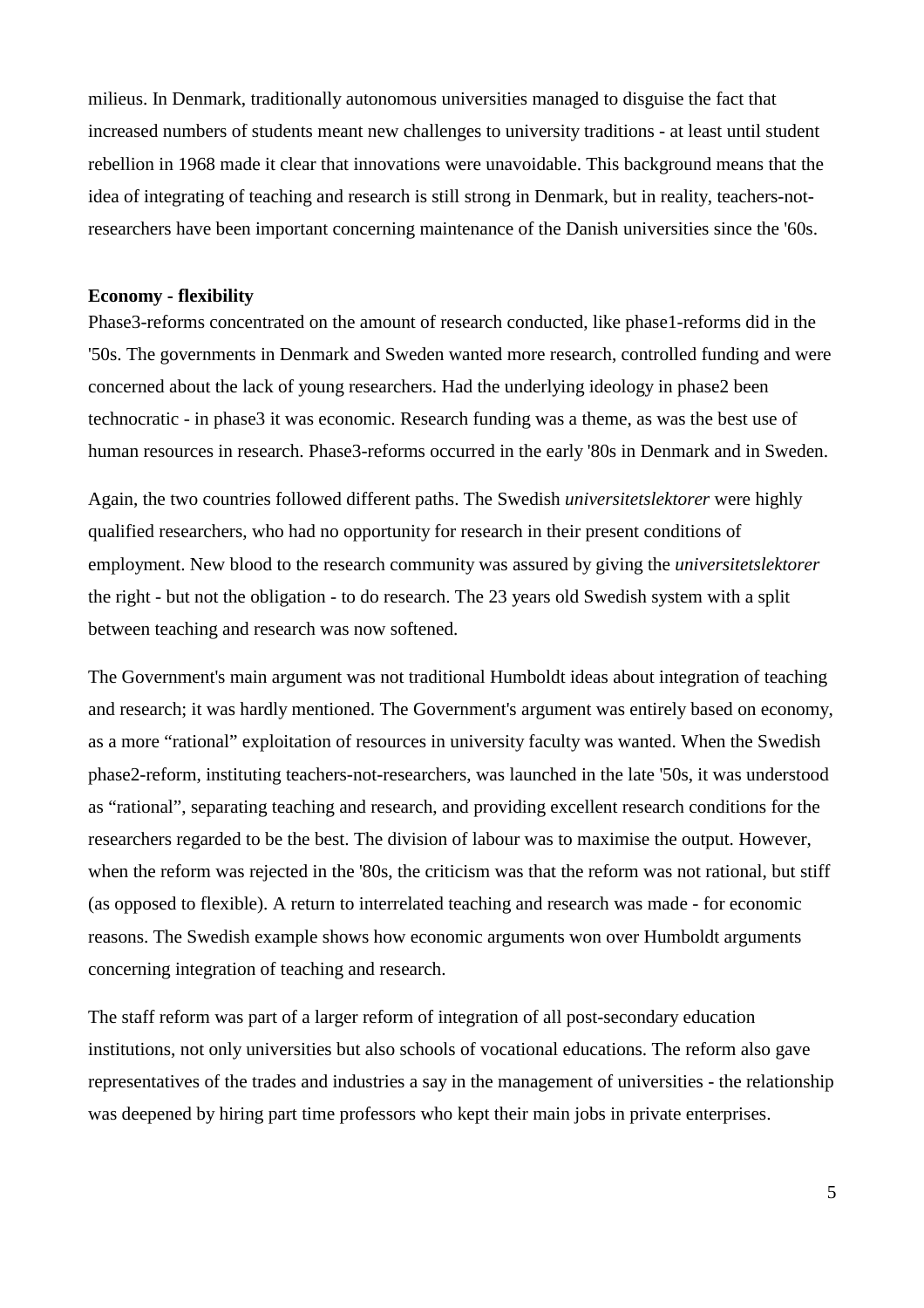milieus. In Denmark, traditionally autonomous universities managed to disguise the fact that increased numbers of students meant new challenges to university traditions - at least until student rebellion in 1968 made it clear that innovations were unavoidable. This background means that the idea of integrating of teaching and research is still strong in Denmark, but in reality, teachers-not-researchers have been important concerning maintenance of the Danish universities since the '60s.

**Economy - flexibility**

Phase3-reforms concentrated on the amount of research conducted, like phase1-reforms did in the '50s. The governments in Denmark and Sweden wanted more research, controlled funding and were concerned about the lack of young researchers. Had the underlying ideology in phase2 been technocratic - in phase3 it was economic. Research funding was a theme, as was the best use of human resources in research. Phase3-reforms occurred in the early '80s in Denmark and in Sweden.

Again, the two countries followed different paths. The Swedish *universitetslektorer* were highly qualified researchers, who had no opportunity for research in their present conditions of employment. New blood to the research community was assured by giving the *universitetslektorer* the right - but not the obligation - to do research. The 23 years old Swedish system with a split between teaching and research was now softened.

The Government's main argument was not traditional Humboldt ideas about integration of teaching and research; it was hardly mentioned. The Government's argument was entirely based on economy, as a more "rational" exploitation of resources in university faculty was wanted. When the Swedish phase2-reform, instituting teachers-not-researchers, was launched in the late '50s, it was understood as "rational", separating teaching and research, and providing excellent research conditions for the researchers regarded to be the best. The division of labour was to maximise the output. However, when the reform was rejected in the '80s, the criticism was that the reform was not rational, but stiff (as opposed to flexible). A return to interrelated teaching and research was made - for economic reasons. The Swedish example shows how economic arguments won over Humboldt arguments concerning integration of teaching and research.

The staff reform was part of a larger reform of integration of all post-secondary education institutions, not only universities but also schools of vocational educations. The reform also gave representatives of the trades and industries a say in the management of universities - the relationship was deepened by hiring part time professors who kept their main jobs in private enterprises.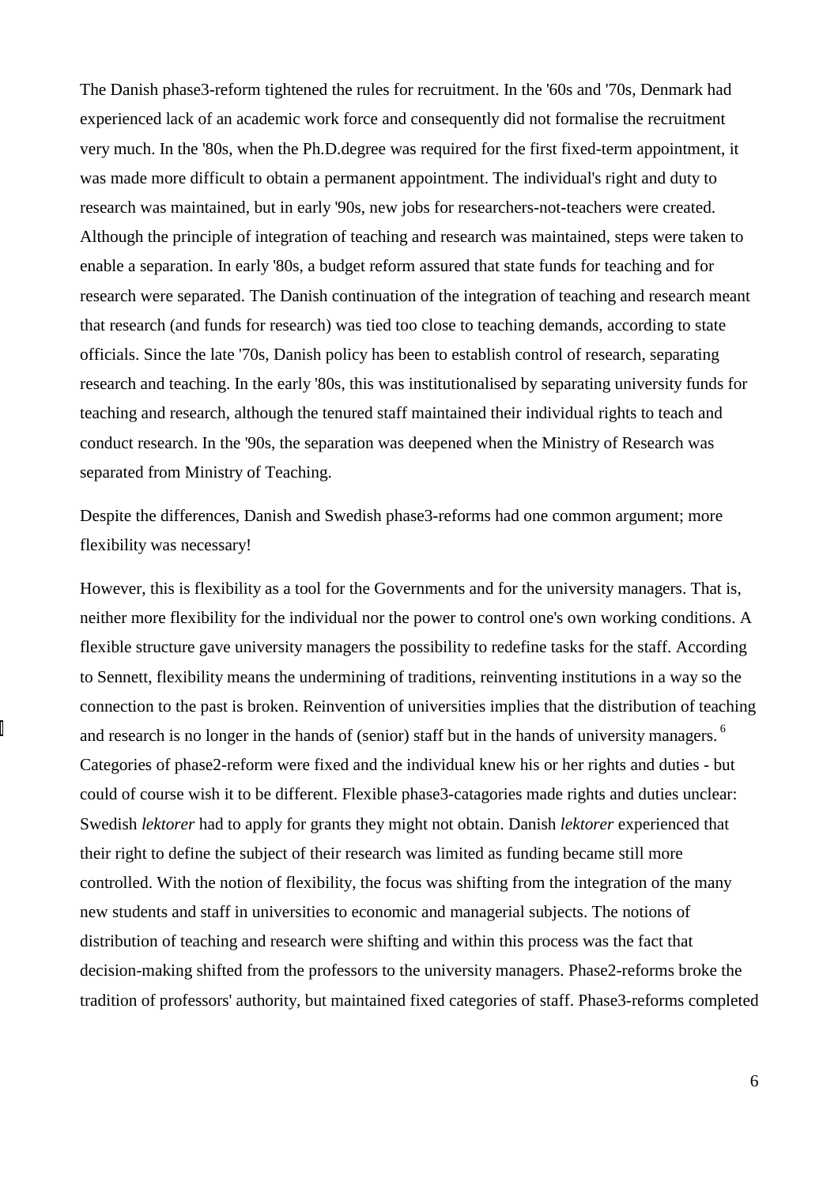The Danish phase3-reform tightened the rules for recruitment. In the '60s and '70s, Denmark had experienced lack of an academic work force and consequently did not formalise the recruitment very much. In the '80s, when the Ph.D.degree was required for the first fixed-term appointment, it was made more difficult to obtain a permanent appointment. The individual's right and duty to research was maintained, but in early '90s, new jobs for researchers-not-teachers were created. Although the principle of integration of teaching and research was maintained, steps were taken to enable a separation. In early '80s, a budget reform assured that state funds for teaching and for research were separated. The Danish continuation of the integration of teaching and research meant that research (and funds for research) was tied too close to teaching demands, according to state officials. Since the late '70s, Danish policy has been to establish control of research, separating research and teaching. In the early '80s, this was institutionalised by separating university funds for teaching and research, although the tenured staff maintained their individual rights to teach and conduct research. In the '90s, the separation was deepened when the Ministry of Research was separated from Ministry of Teaching.

Despite the differences, Danish and Swedish phase3-reforms had one common argument; more flexibility was necessary!

However, this is flexibility as a tool for the Governments and for the university managers. That is, neither more flexibility for the individual nor the power to control one's own working conditions. A flexible structure gave university managers the possibility to redefine tasks for the staff. According to Sennett, flexibility means the undermining of traditions, reinventing institutions in a way so the connection to the past is broken. Reinvention of universities implies that the distribution of teaching and research is no longer in the hands of (senior) staff but in the hands of university managers. [6] Categories of phase2-reform were fixed and the individual knew his or her rights and duties - but could of course wish it to be different. Flexible phase3-catagories made rights and duties unclear: Swedish *lektorer* had to apply for grants they might not obtain. Danish *lektorer* experienced that their right to define the subject of their research was limited as funding became still more controlled. With the notion of flexibility, the focus was shifting from the integration of the many new students and staff in universities to economic and managerial subjects. The notions of distribution of teaching and research were shifting and within this process was the fact that decision-making shifted from the professors to the university managers. Phase2-reforms broke the tradition of professors' authority, but maintained fixed categories of staff. Phase3-reforms completed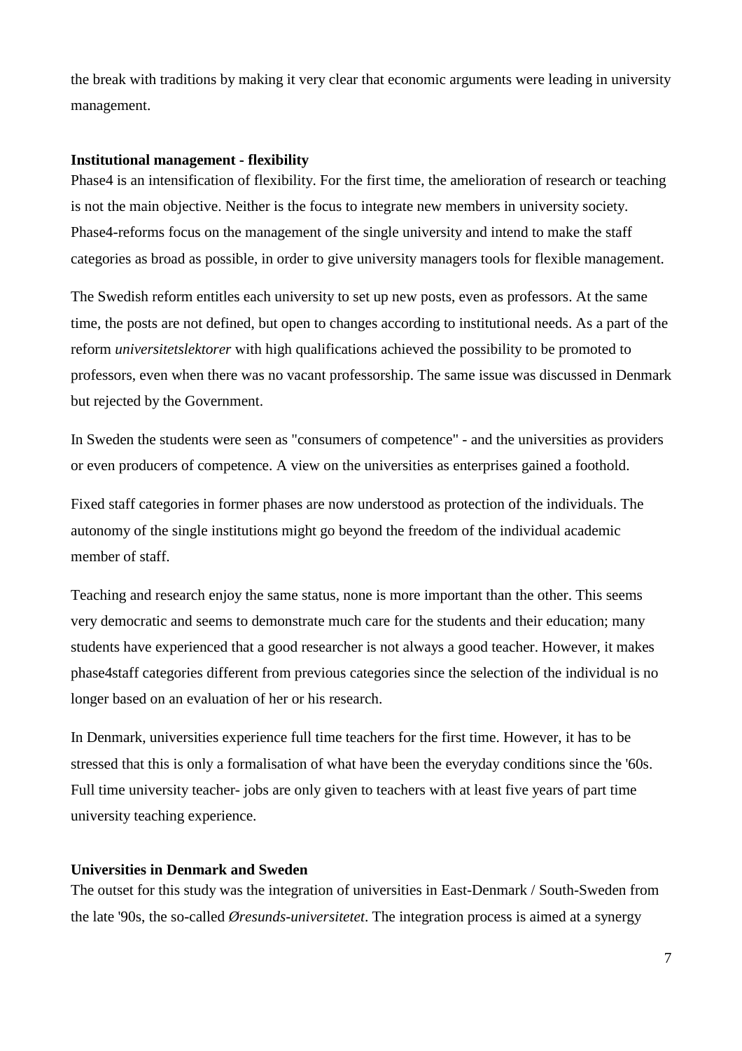the break with traditions by making it very clear that economic arguments were leading in university management.

**Institutional management - flexibility**

Phase4 is an intensification of flexibility. For the first time, the amelioration of research or teaching is not the main objective. Neither is the focus to integrate new members in university society. Phase4-reforms focus on the management of the single university and intend to make the staff categories as broad as possible, in order to give university managers tools for flexible management.

The Swedish reform entitles each university to set up new posts, even as professors. At the same time, the posts are not defined, but open to changes according to institutional needs. As a part of the reform *universitetslektorer* with high qualifications achieved the possibility to be promoted to professors, even when there was no vacant professorship. The same issue was discussed in Denmark but rejected by the Government.

In Sweden the students were seen as "consumers of competence" - and the universities as providers or even producers of competence. A view on the universities as enterprises gained a foothold.

Fixed staff categories in former phases are now understood as protection of the individuals. The autonomy of the single institutions might go beyond the freedom of the individual academic member of staff.

Teaching and research enjoy the same status, none is more important than the other. This seems very democratic and seems to demonstrate much care for the students and their education; many students have experienced that a good researcher is not always a good teacher. However, it makes phase4staff categories different from previous categories since the selection of the individual is no longer based on an evaluation of her or his research.

In Denmark, universities experience full time teachers for the first time. However, it has to be stressed that this is only a formalisation of what have been the everyday conditions since the '60s. Full time university teacher- jobs are only given to teachers with at least five years of part time university teaching experience.

**Universities in Denmark and Sweden**

The outset for this study was the integration of universities in East-Denmark / South-Sweden from the late '90s, the so-called *Øresunds-universitetet*. The integration process is aimed at a synergy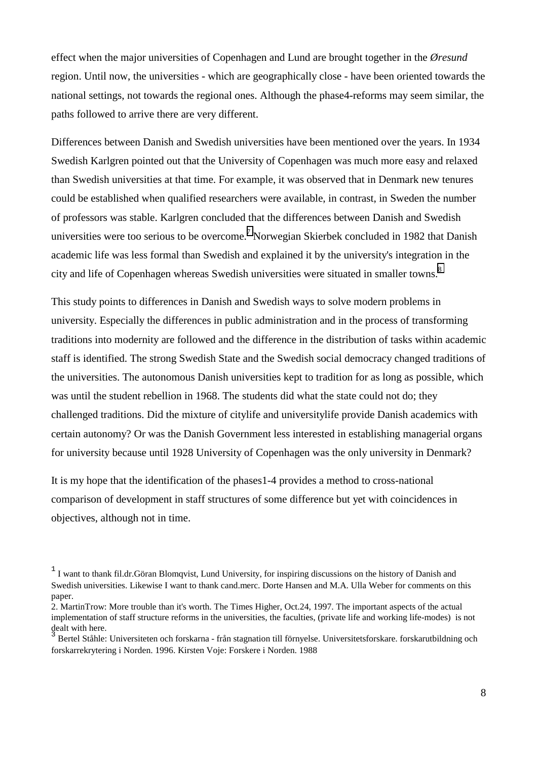effect when the major universities of Copenhagen and Lund are brought together in the *Øresund* region. Until now, the universities - which are geographically close - have been oriented towards the national settings, not towards the regional ones. Although the phase4-reforms may seem similar, the paths followed to arrive there are very different.

Differences between Danish and Swedish universities have been mentioned over the years. In 1934 Swedish Karlgren pointed out that the University of Copenhagen was much more easy and relaxed than Swedish universities at that time. For example, it was observed that in Denmark new tenures could be established when qualified researchers were available, in contrast, in Sweden the number of professors was stable. Karlgren concluded that the differences between Danish and Swedish universities were too serious to be overcome.[7] Norwegian Skierbek concluded in 1982 that Danish academic life was less formal than Swedish and explained it by the university's integration in the city and life of Copenhagen whereas Swedish universities were situated in smaller towns.[8]

This study points to differences in Danish and Swedish ways to solve modern problems in university. Especially the differences in public administration and in the process of transforming traditions into modernity are followed and the difference in the distribution of tasks within academic staff is identified. The strong Swedish State and the Swedish social democracy changed traditions of the universities. The autonomous Danish universities kept to tradition for as long as possible, which was until the student rebellion in 1968. The students did what the state could not do; they challenged traditions. Did the mixture of citylife and universitylife provide Danish academics with certain autonomy? Or was the Danish Government less interested in establishing managerial organs for university because until 1928 University of Copenhagen was the only university in Denmark?

It is my hope that the identification of the phases1-4 provides a method to cross-national comparison of development in staff structures of some difference but yet with coincidences in objectives, although not in time.

---

[1] I want to thank fil.dr.Göran Blomqvist, Lund University, for inspiring discussions on the history of Danish and Swedish universities. Likewise I want to thank cand.merc. Dorte Hansen and M.A. Ulla Weber for comments on this paper.

2. MartinTrow: More trouble than it's worth. The Times Higher, Oct.24, 1997. The important aspects of the actual implementation of staff structure reforms in the universities, the faculties, (private life and working life-modes) is not dealt with here.

[3] Bertel Ståhle: Universiteten och forskarna - från stagnation till förnyelse. Universitetsforskare. forskarutbildning och forskarrekrytering i Norden. 1996. Kirsten Voje: Forskere i Norden. 1988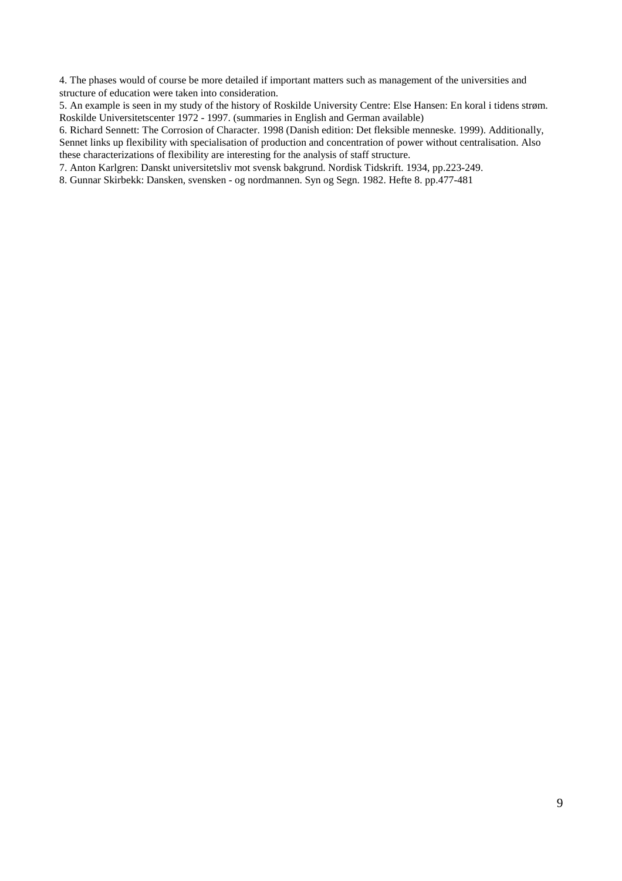4. The phases would of course be more detailed if important matters such as management of the universities and structure of education were taken into consideration.

5. An example is seen in my study of the history of Roskilde University Centre: Else Hansen: En koral i tidens strøm. Roskilde Universitetscenter 1972 - 1997. (summaries in English and German available)

6. Richard Sennett: The Corrosion of Character. 1998 (Danish edition: Det fleksible menneske. 1999). Additionally, Sennet links up flexibility with specialisation of production and concentration of power without centralisation. Also these characterizations of flexibility are interesting for the analysis of staff structure.

7. Anton Karlgren: Danskt universitetsliv mot svensk bakgrund. Nordisk Tidskrift. 1934, pp.223-249.

8. Gunnar Skirbekk: Dansken, svensken - og nordmannen. Syn og Segn. 1982. Hefte 8. pp.477-481